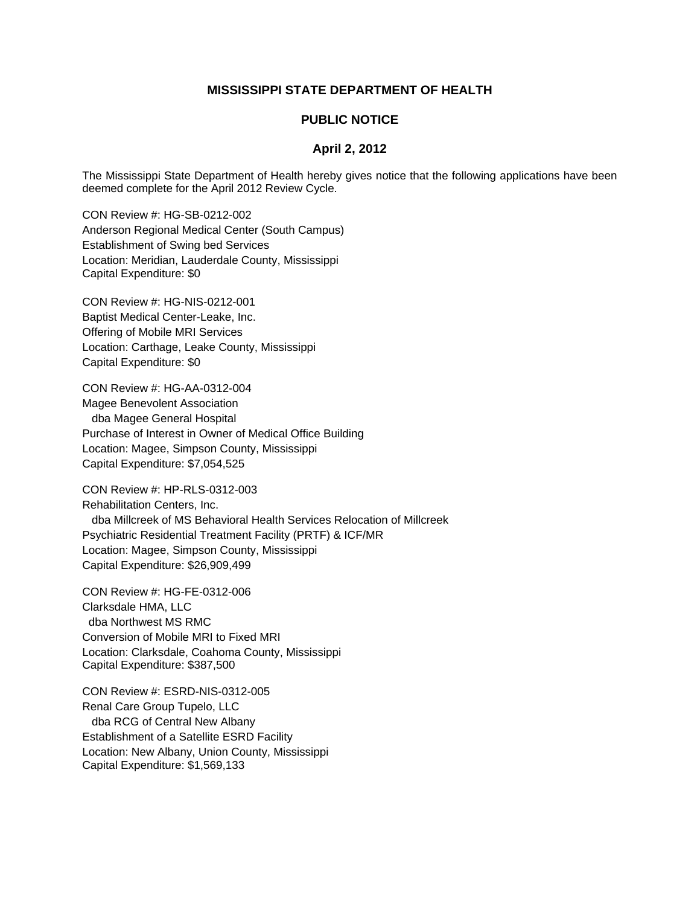## MISSISSIPPI STATE DEPARTMENT OF HEALTH

## PUBLIC NOTICE

### April 2, 2012

The Mississippi State Department of Health hereby gives notice that the following applications have been deemed complete for the April 2012 Review Cycle.

CON Review #: HG-SB-0212-002
Anderson Regional Medical Center (South Campus)
Establishment of Swing bed Services
Location: Meridian, Lauderdale County, Mississippi
Capital Expenditure: $0

CON Review #: HG-NIS-0212-001
Baptist Medical Center-Leake, Inc.
Offering of Mobile MRI Services
Location: Carthage, Leake County, Mississippi
Capital Expenditure: $0

CON Review #: HG-AA-0312-004
Magee Benevolent Association
dba Magee General Hospital
Purchase of Interest in Owner of Medical Office Building
Location: Magee, Simpson County, Mississippi
Capital Expenditure: $7,054,525

CON Review #: HP-RLS-0312-003
Rehabilitation Centers, Inc.
dba Millcreek of MS Behavioral Health Services Relocation of Millcreek
Psychiatric Residential Treatment Facility (PRTF) & ICF/MR
Location: Magee, Simpson County, Mississippi
Capital Expenditure: $26,909,499

CON Review #: HG-FE-0312-006
Clarksdale HMA, LLC
dba Northwest MS RMC
Conversion of Mobile MRI to Fixed MRI
Location: Clarksdale, Coahoma County, Mississippi
Capital Expenditure: $387,500

CON Review #: ESRD-NIS-0312-005
Renal Care Group Tupelo, LLC
dba RCG of Central New Albany
Establishment of a Satellite ESRD Facility
Location: New Albany, Union County, Mississippi
Capital Expenditure: $1,569,133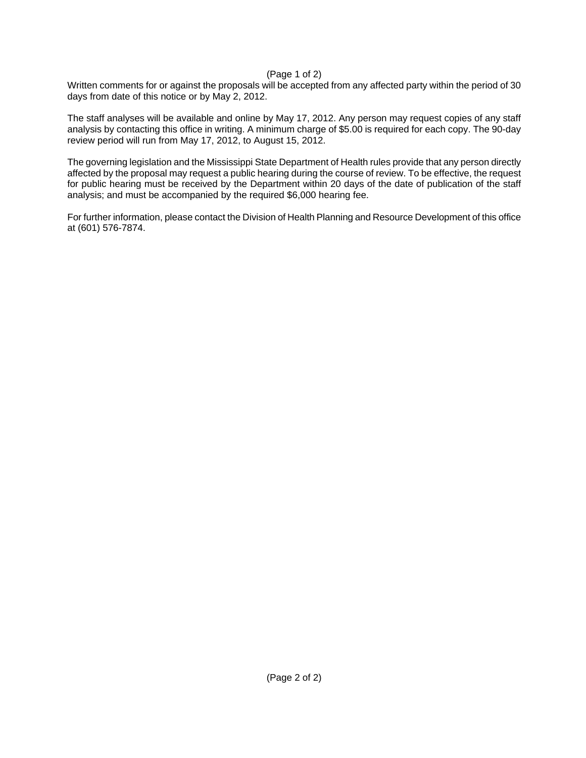Written comments for or against the proposals will be accepted from any affected party within the period of 30 days from date of this notice or by May 2, 2012.

The staff analyses will be available and online by May 17, 2012. Any person may request copies of any staff analysis by contacting this office in writing. A minimum charge of $5.00 is required for each copy. The 90-day review period will run from May 17, 2012, to August 15, 2012.

The governing legislation and the Mississippi State Department of Health rules provide that any person directly affected by the proposal may request a public hearing during the course of review. To be effective, the request for public hearing must be received by the Department within 20 days of the date of publication of the staff analysis; and must be accompanied by the required $6,000 hearing fee.

For further information, please contact the Division of Health Planning and Resource Development of this office at (601) 576-7874.